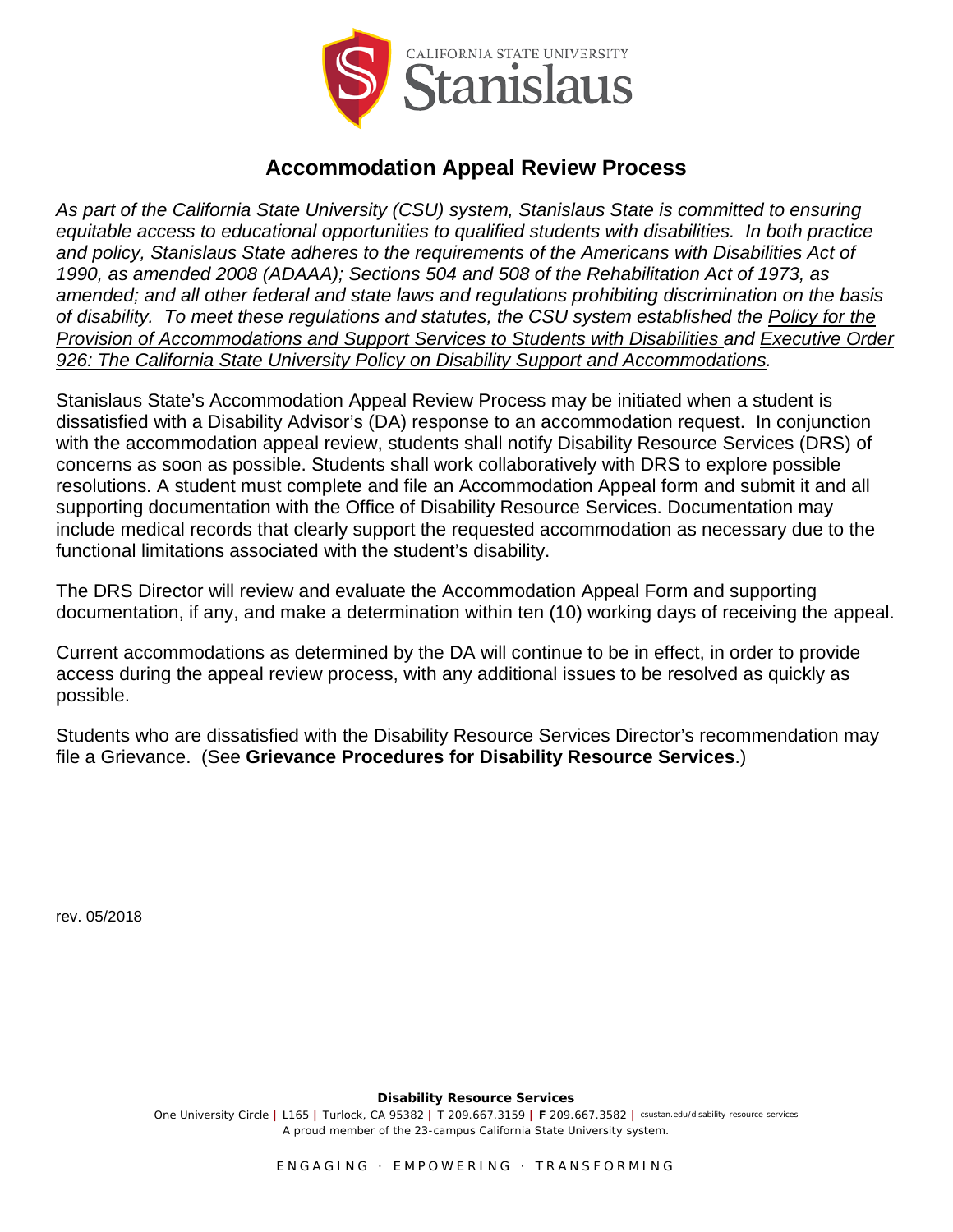# Accommodation Appeal Review Process

*As part of the California State University (CSU) system, Stanislaus State is committed to ensuring equitable access to educational opportunities to qualified students with disabilities. In both practice and policy, Stanislaus State adheres to the requirements of the Americans with Disabilities Act of 1990, as amended 2008 (ADAAA); Sections 504 and 508 of the Rehabilitation Act of 1973, as amended; and all other federal and state laws and regulations prohibiting discrimination on the basis of disability. To meet these regulations and statutes, the CSU system established the Policy for the Provision of Accommodations and Support Services to Students with Disabilities and Executive Order 926: The California State University Policy on Disability Support and Accommodations.*

Stanislaus State's Accommodation Appeal Review Process may be initiated when a student is dissatisfied with a Disability Advisor's (DA) response to an accommodation request. In conjunction with the accommodation appeal review, students shall notify Disability Resource Services (DRS) of concerns as soon as possible. Students shall work collaboratively with DRS to explore possible resolutions. A student must complete and file an Accommodation Appeal form and submit it and all supporting documentation with the Office of Disability Resource Services. Documentation may include medical records that clearly support the requested accommodation as necessary due to the functional limitations associated with the student's disability.

The DRS Director will review and evaluate the Accommodation Appeal Form and supporting documentation, if any, and make a determination within ten (10) working days of receiving the appeal.

Current accommodations as determined by the DA will continue to be in effect, in order to provide access during the appeal review process, with any additional issues to be resolved as quickly as possible.

Students who are dissatisfied with the Disability Resource Services Director's recommendation may file a Grievance. (See **Grievance Procedures for Disability Resource Services**.)

rev. 05/2018

**Disability Resource Services**
One University Circle | L165 | Turlock, CA 95382 | T 209.667.3159 | **F** 209.667.3582 | csustan.edu/disability-resource-services
A proud member of the 23-campus California State University system.

ENGAGING · EMPOWERING · TRANSFORMING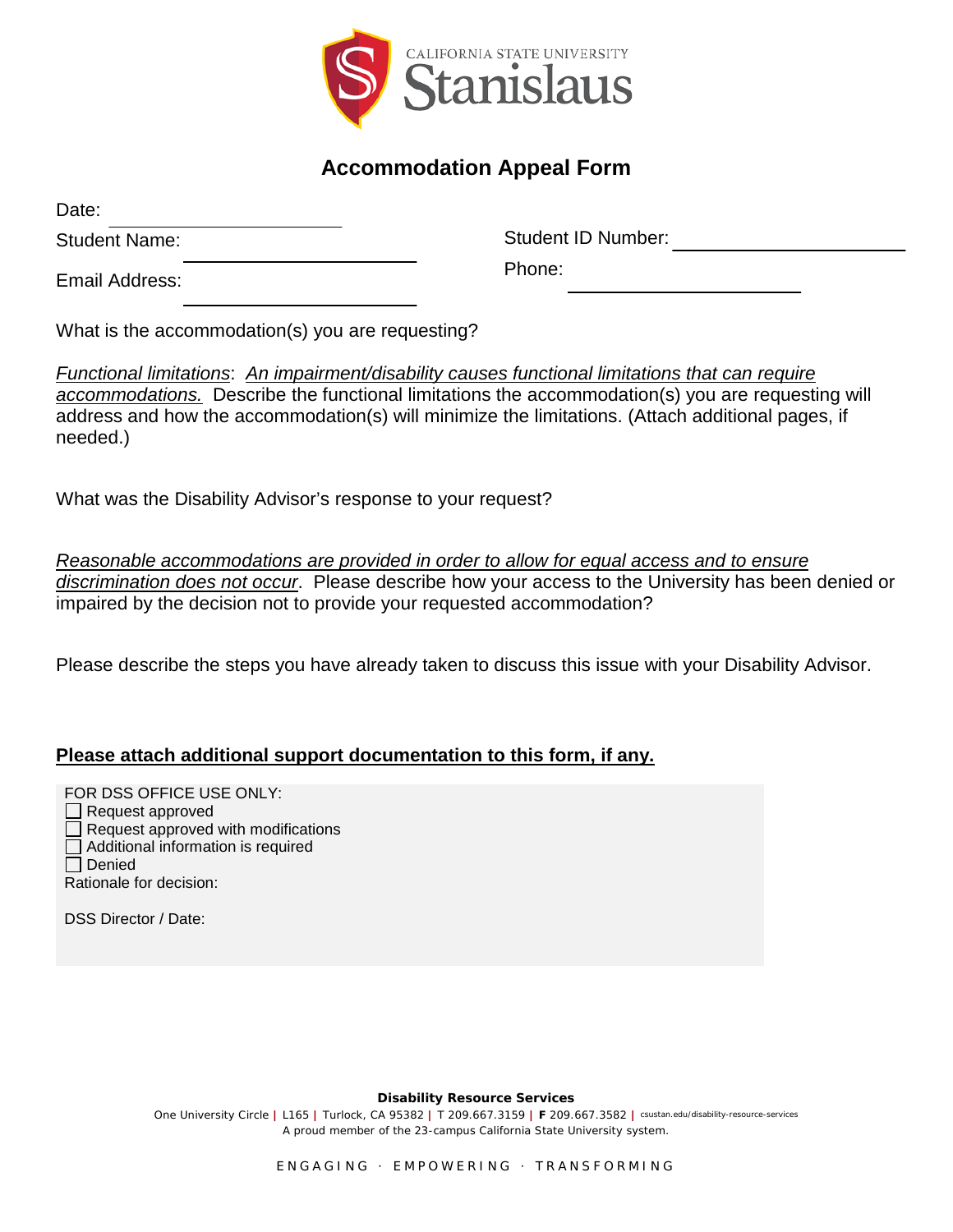CALIFORNIA STATE UNIVERSITY
Stanislaus

# Accommodation Appeal Form

Date: ______________________

Student Name: ______________________

Student ID Number: ______________________

Email Address: ______________________

Phone: ______________________

What is the accommodation(s) you are requesting?

_Functional limitations_: _An impairment/disability causes functional limitations that can require accommodations._ Describe the functional limitations the accommodation(s) you are requesting will address and how the accommodation(s) will minimize the limitations. (Attach additional pages, if needed.)

What was the Disability Advisor's response to your request?

_Reasonable accommodations are provided in order to allow for equal access and to ensure discrimination does not occur_. Please describe how your access to the University has been denied or impaired by the decision not to provide your requested accommodation?

Please describe the steps you have already taken to discuss this issue with your Disability Advisor.

**Please attach additional support documentation to this form, if any.**

FOR DSS OFFICE USE ONLY:

- ☐ Request approved
- ☐ Request approved with modifications
- ☐ Additional information is required
- ☐ Denied

Rationale for decision:

DSS Director / Date:

**Disability Resource Services**

One University Circle | L165 | Turlock, CA 95382 | T 209.667.3159 | **F** 209.667.3582 | csustan.edu/disability-resource-services

A proud member of the 23-campus California State University system.

ENGAGING · EMPOWERING · TRANSFORMING